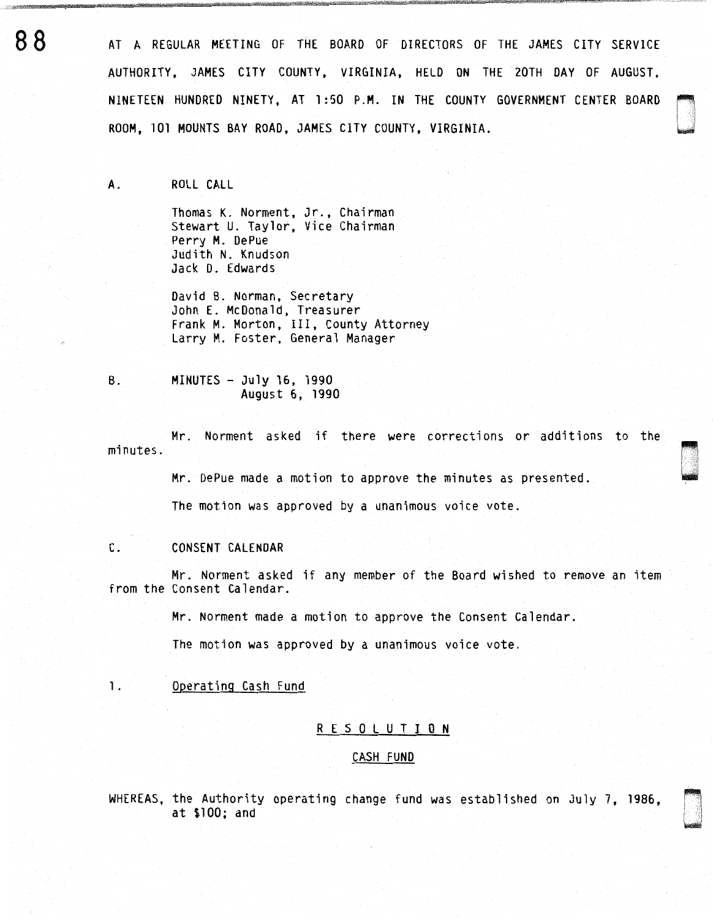AT A REGULAR MEETING OF THE BOARD OF DIRECTORS OF THE JAMES CITY SERVICE AUTHORITY, JAMES CITY COUNTY, VIRGINIA, HELD ON THE 20TH DAY OF AUGUST, NINETEEN HUNDRED NINETY, AT 1:50 P.M. IN THE COUNTY GOVERNMENT CENTER BOARD ROOM, 101 MOUNTS BAY ROAD, JAMES CITY COUNTY, VIRGINIA.

A. ROLL CALL

Thomas K. Norment, Jr., Chairman
Stewart U. Taylor, Vice Chairman
Perry M. DePue
Judith N. Knudson
Jack D. Edwards

David B. Norman, Secretary
John E. McDonald, Treasurer
Frank M. Morton, III, County Attorney
Larry M. Foster, General Manager

B. MINUTES - July 16, 1990
August 6, 1990

Mr. Norment asked if there were corrections or additions to the minutes.

Mr. DePue made a motion to approve the minutes as presented.

The motion was approved by a unanimous voice vote.

C. CONSENT CALENDAR

Mr. Norment asked if any member of the Board wished to remove an item from the Consent Calendar.

Mr. Norment made a motion to approve the Consent Calendar.

The motion was approved by a unanimous voice vote.

1. Operating Cash Fund

RESOLUTION

CASH FUND

WHEREAS, the Authority operating change fund was established on July 7, 1986, at $100; and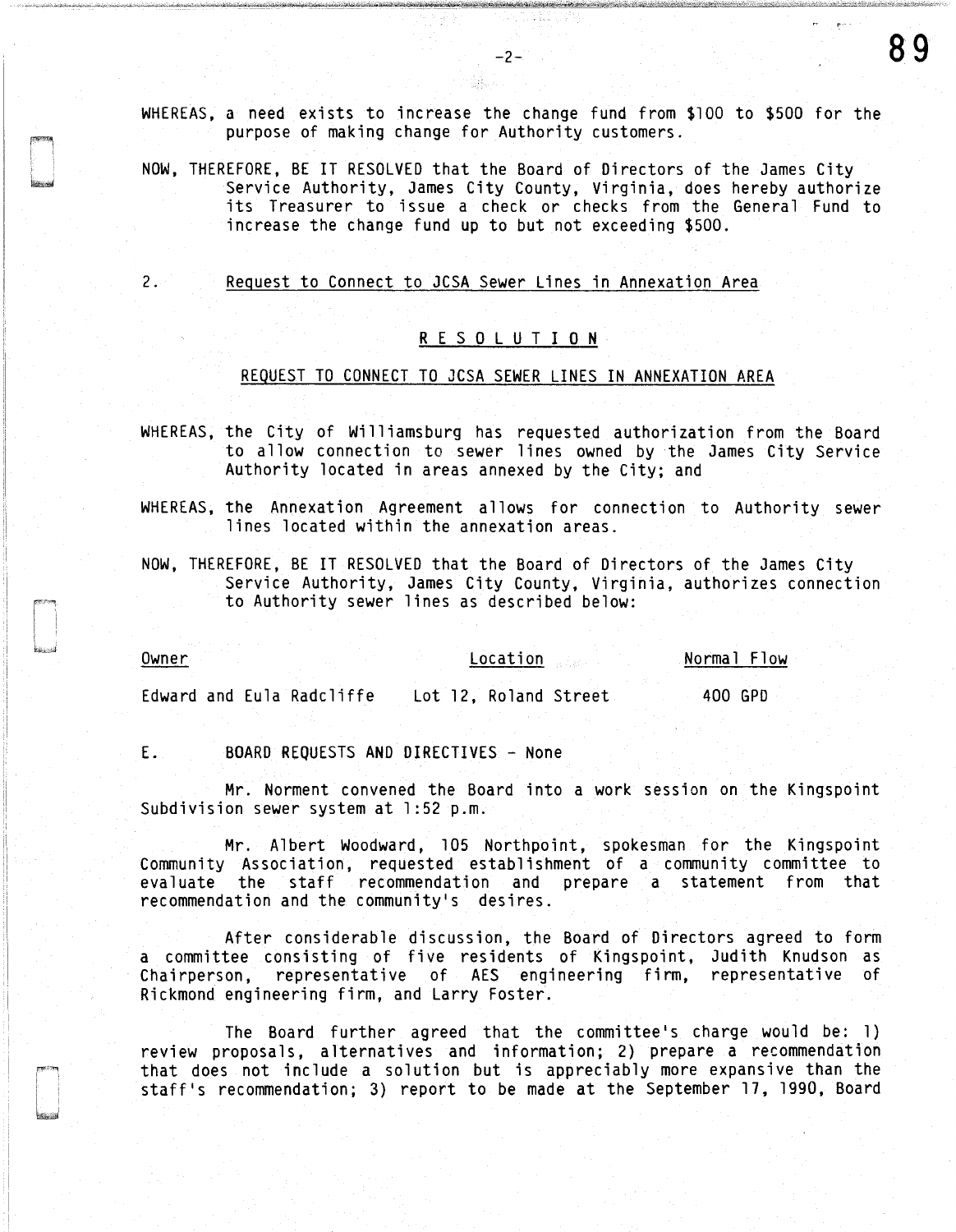WHEREAS, a need exists to increase the change fund from $100 to $500 for the purpose of making change for Authority customers.

NOW, THEREFORE, BE IT RESOLVED that the Board of Directors of the James City Service Authority, James City County, Virginia, does hereby authorize its Treasurer to issue a check or checks from the General Fund to increase the change fund up to but not exceeding $500.

2. Request to Connect to JCSA Sewer Lines in Annexation Area

R E S O L U T I O N

REQUEST TO CONNECT TO JCSA SEWER LINES IN ANNEXATION AREA

WHEREAS, the City of Williamsburg has requested authorization from the Board to allow connection to sewer lines owned by the James City Service Authority located in areas annexed by the City; and

WHEREAS, the Annexation Agreement allows for connection to Authority sewer lines located within the annexation areas.

NOW, THEREFORE, BE IT RESOLVED that the Board of Directors of the James City Service Authority, James City County, Virginia, authorizes connection to Authority sewer lines as described below:

| Owner | Location | Normal Flow |
|---|---|---|
| Edward and Eula Radcliffe | Lot 12, Roland Street | 400 GPD |

E. BOARD REQUESTS AND DIRECTIVES - None

Mr. Norment convened the Board into a work session on the Kingspoint Subdivision sewer system at 1:52 p.m.

Mr. Albert Woodward, 105 Northpoint, spokesman for the Kingspoint Community Association, requested establishment of a community committee to evaluate the staff recommendation and prepare a statement from that recommendation and the community's desires.

After considerable discussion, the Board of Directors agreed to form a committee consisting of five residents of Kingspoint, Judith Knudson as Chairperson, representative of AES engineering firm, representative of Rickmond engineering firm, and Larry Foster.

The Board further agreed that the committee's charge would be: 1) review proposals, alternatives and information; 2) prepare a recommendation that does not include a solution but is appreciably more expansive than the staff's recommendation; 3) report to be made at the September 17, 1990, Board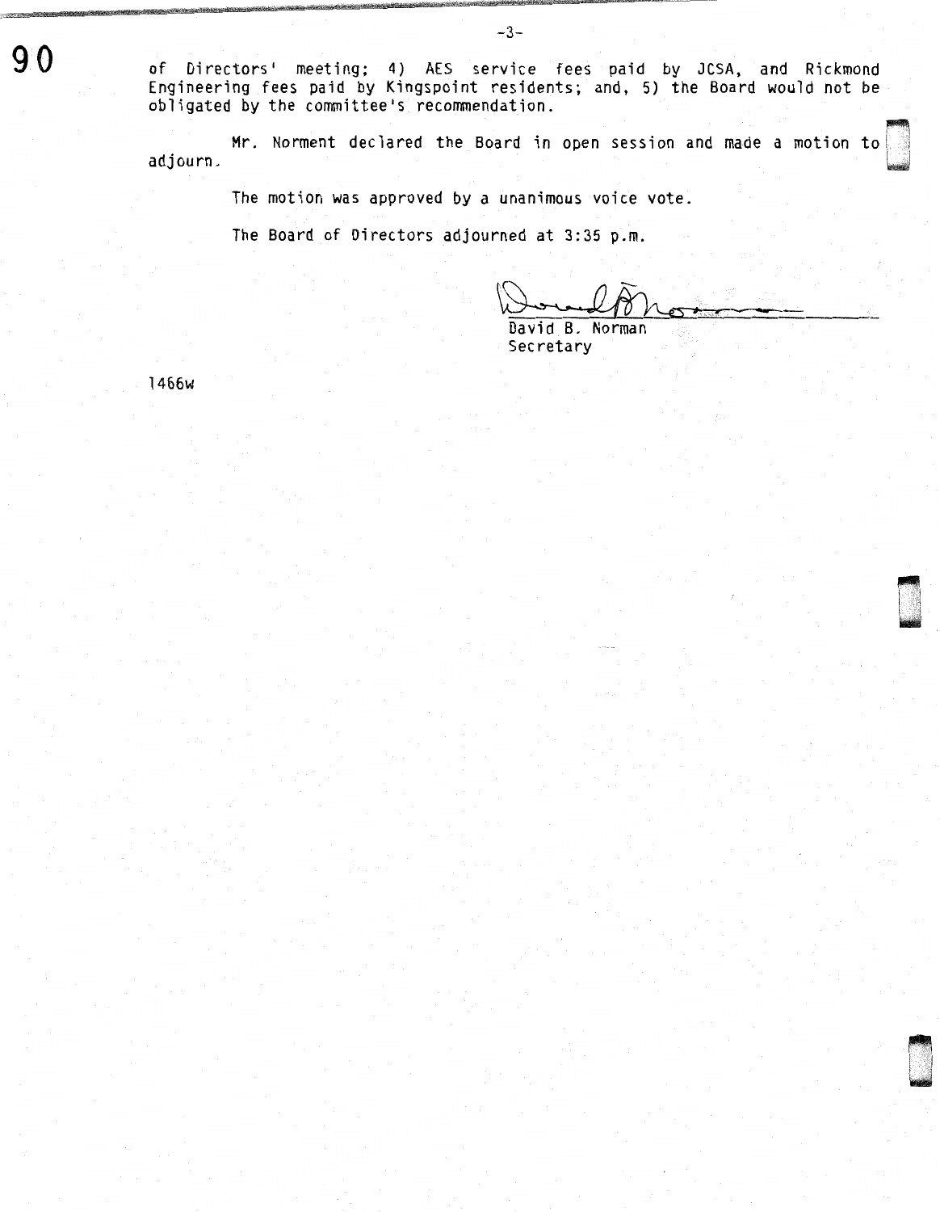of Directors' meeting; 4) AES service fees paid by JCSA, and Rickmond Engineering fees paid by Kingspoint residents; and, 5) the Board would not be obligated by the committee's recommendation.

Mr. Norment declared the Board in open session and made a motion to adjourn.

The motion was approved by a unanimous voice vote.

The Board of Directors adjourned at 3:35 p.m.

David B. Norman
Secretary

1466w